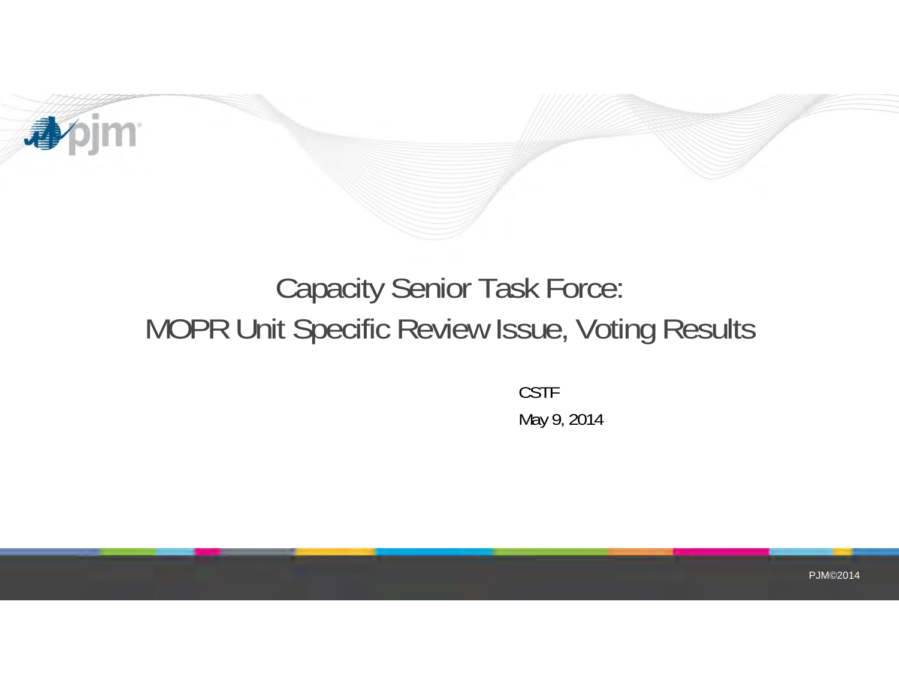# Capacity Senior Task Force: MOPR Unit Specific Review Issue, Voting Results

CSTF

May 9, 2014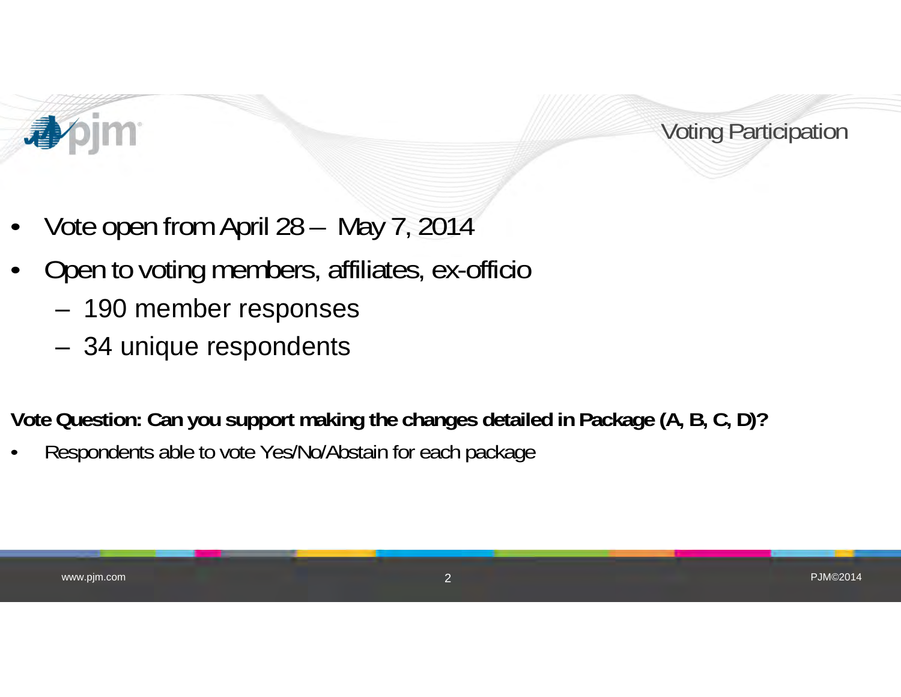# Voting Participation

- Vote open from April 28 – May 7, 2014
- Open to voting members, affiliates, ex-officio
  - 190 member responses
  - 34 unique respondents

**Vote Question: Can you support making the changes detailed in Package (A, B, C, D)?**

- Respondents able to vote Yes/No/Abstain for each package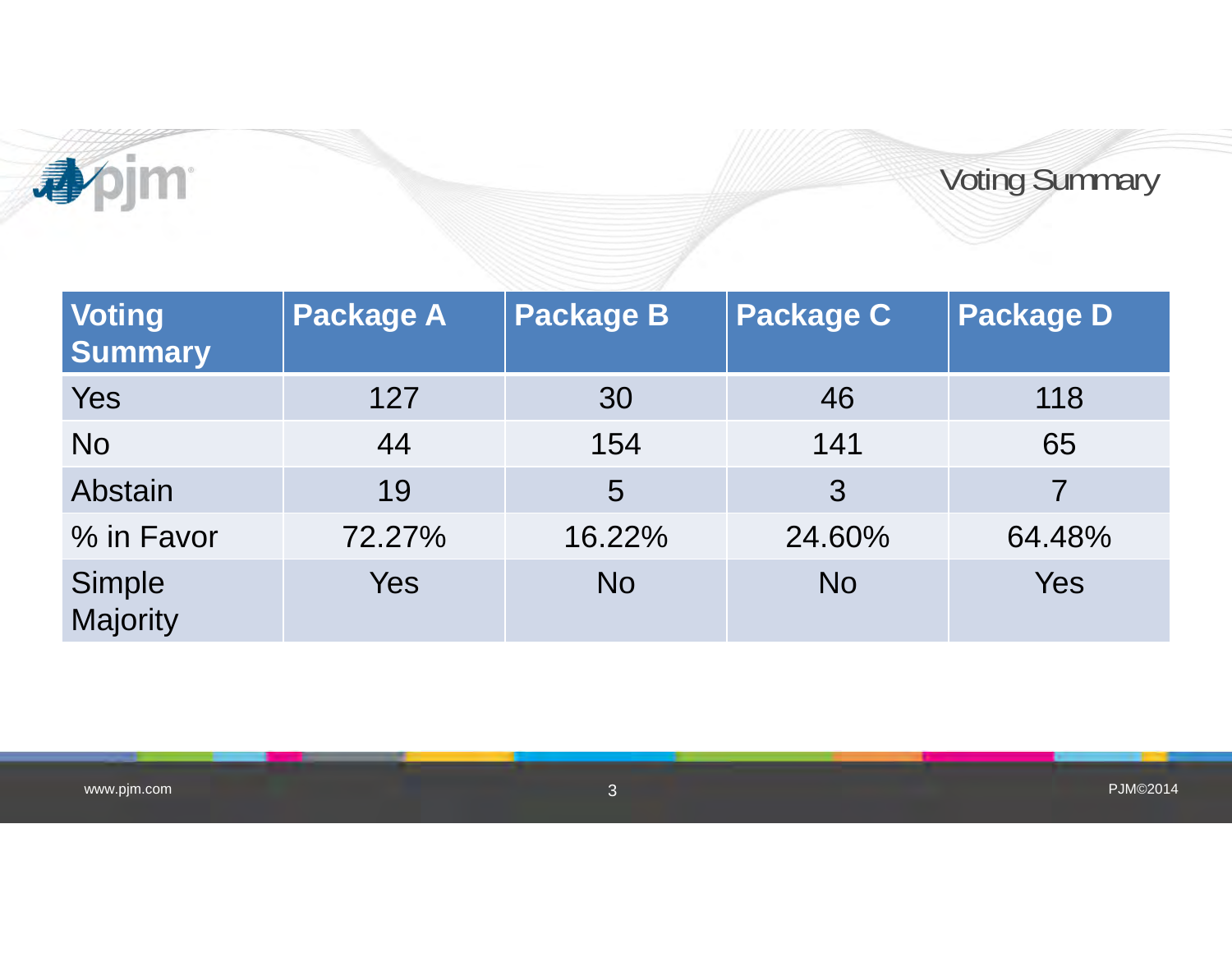# Voting Summary

| Voting Summary | Package A | Package B | Package C | Package D |
|---|---|---|---|---|
| Yes | 127 | 30 | 46 | 118 |
| No | 44 | 154 | 141 | 65 |
| Abstain | 19 | 5 | 3 | 7 |
| % in Favor | 72.27% | 16.22% | 24.60% | 64.48% |
| Simple Majority | Yes | No | No | Yes |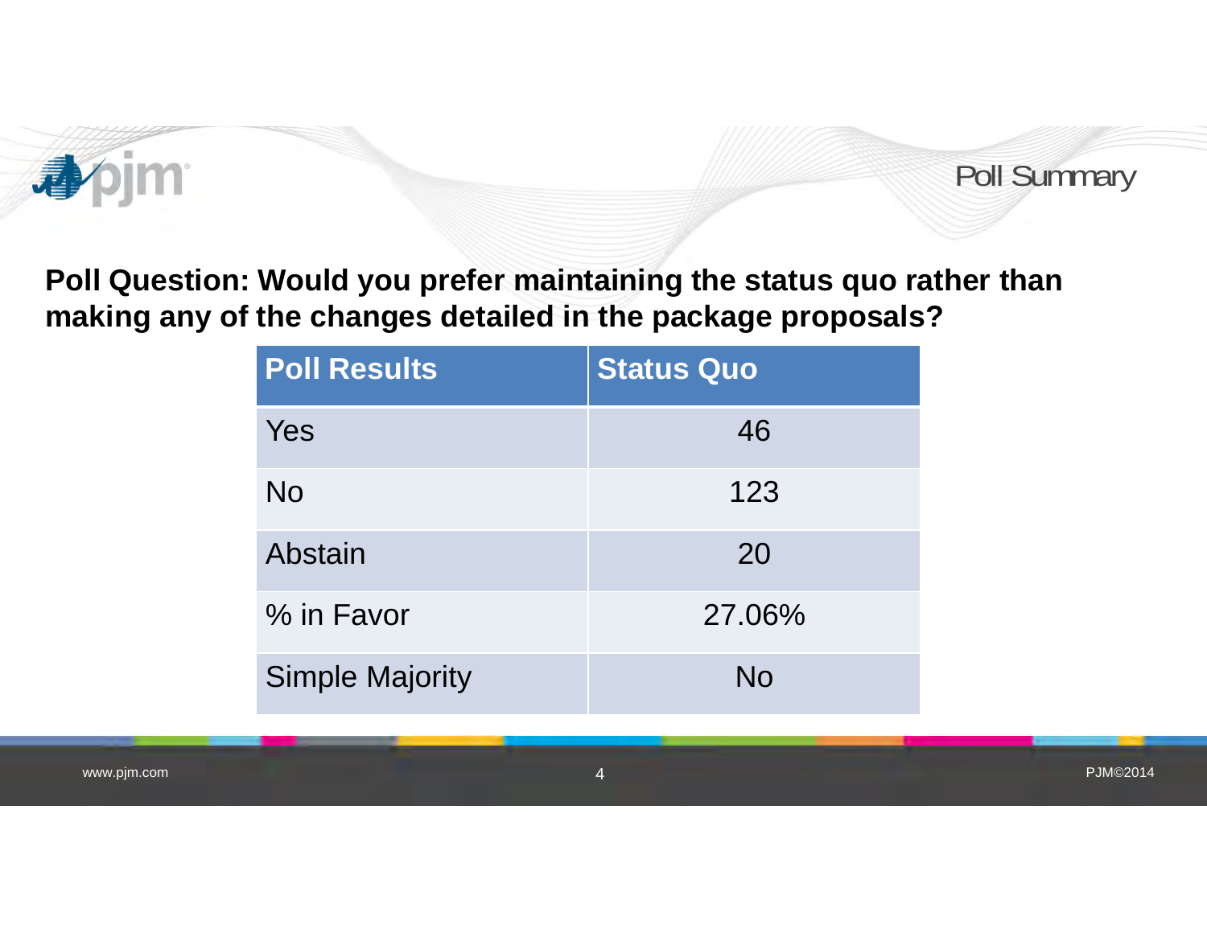# Poll Summary

**Poll Question: Would you prefer maintaining the status quo rather than making any of the changes detailed in the package proposals?**

| Poll Results | Status Quo |
|---|---|
| Yes | 46 |
| No | 123 |
| Abstain | 20 |
| % in Favor | 27.06% |
| Simple Majority | No |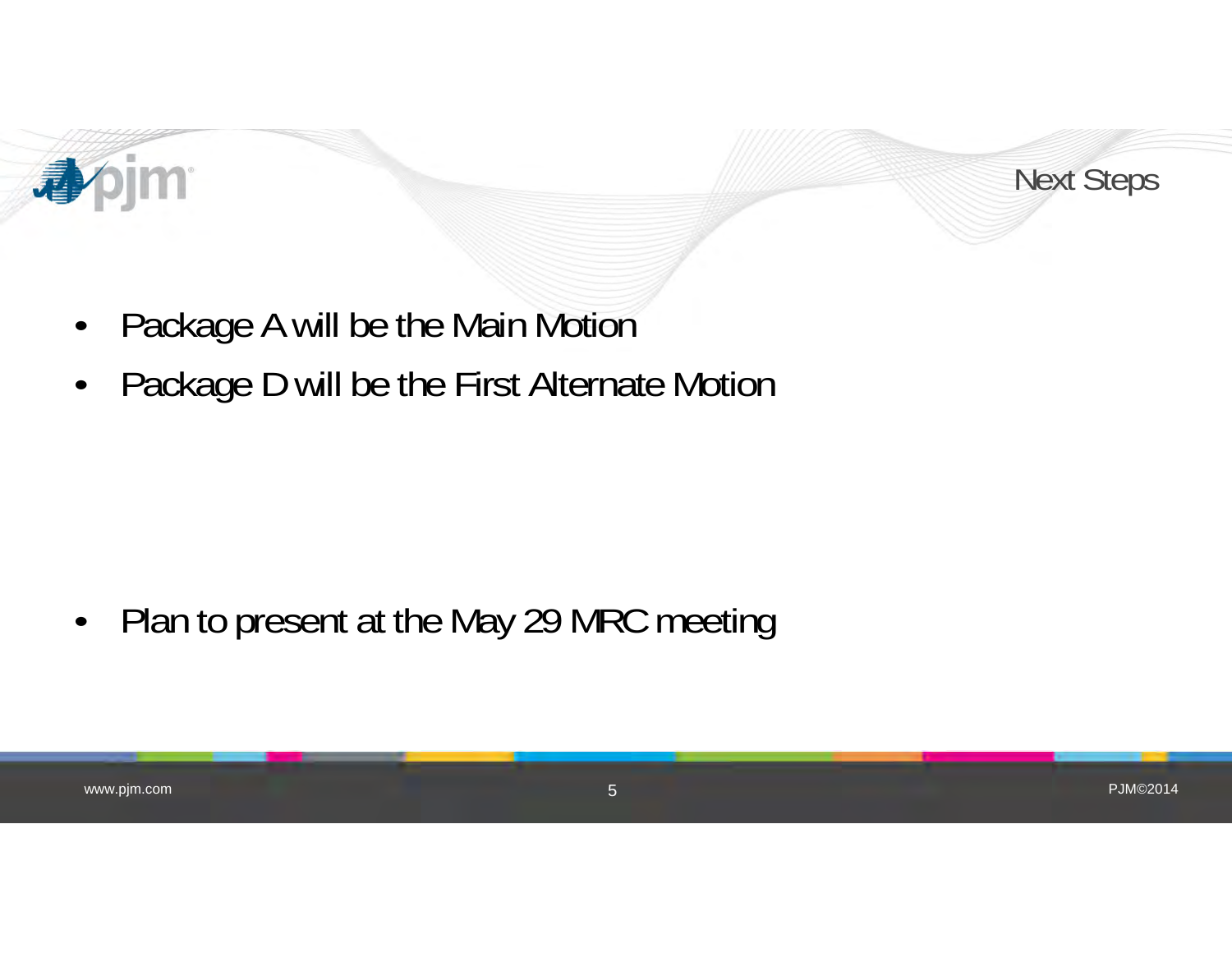# Next Steps

- Package A will be the Main Motion
- Package D will be the First Alternate Motion

- Plan to present at the May 29 MRC meeting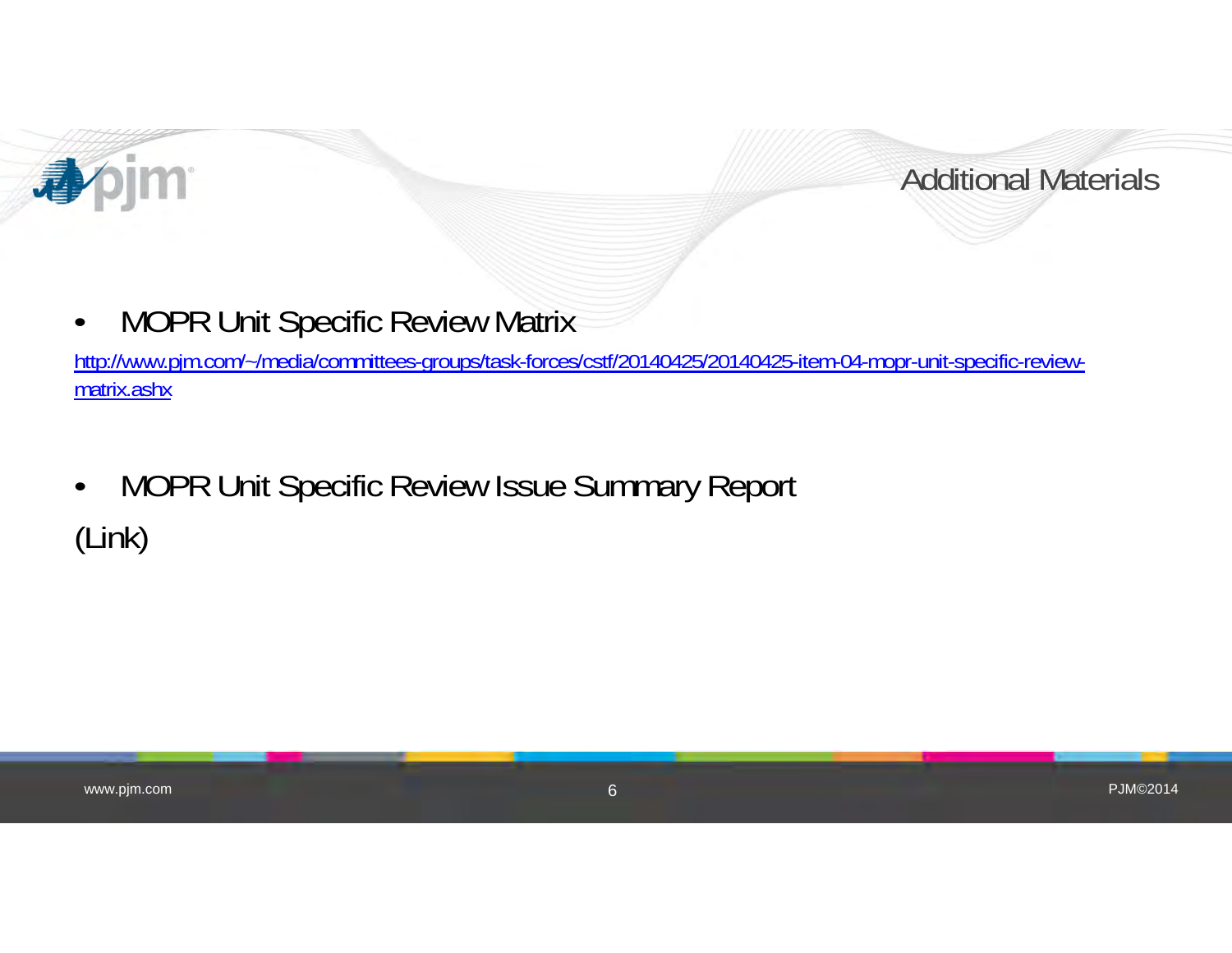# Additional Materials

- MOPR Unit Specific Review Matrix

http://www.pjm.com/~/media/committees-groups/task-forces/cstf/20140425/20140425-item-04-mopr-unit-specific-review-matrix.ashx

- MOPR Unit Specific Review Issue Summary Report

(Link)